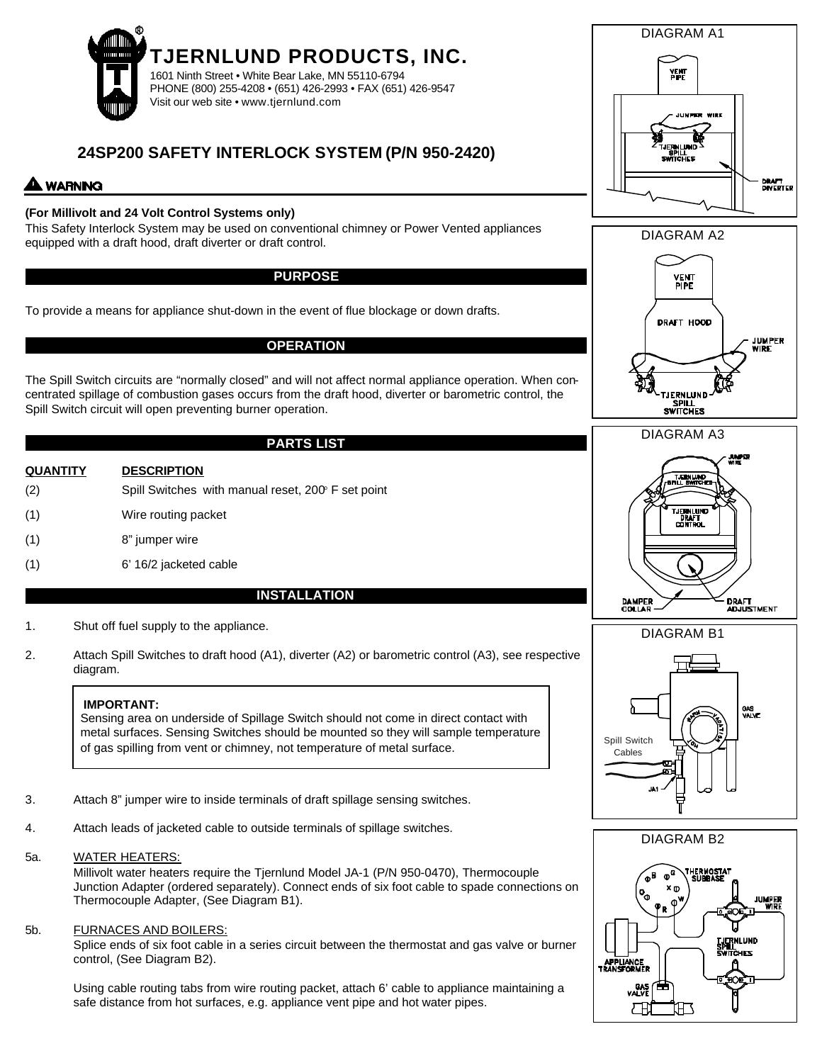# TJERNLUND PRODUCTS, INC.

1601 Ninth Street • White Bear Lake, MN 55110-6794
PHONE (800) 255-4208 • (651) 426-2993 • FAX (651) 426-9547
Visit our web site • www.tjernlund.com

## 24SP200 SAFETY INTERLOCK SYSTEM (P/N 950-2420)

**WARNING**

**(For Millivolt and 24 Volt Control Systems only)**

This Safety Interlock System may be used on conventional chimney or Power Vented appliances equipped with a draft hood, draft diverter or draft control.

### PURPOSE

To provide a means for appliance shut-down in the event of flue blockage or down drafts.

### OPERATION

The Spill Switch circuits are "normally closed" and will not affect normal appliance operation. When concentrated spillage of combustion gases occurs from the draft hood, diverter or barometric control, the Spill Switch circuit will open preventing burner operation.

### PARTS LIST

| QUANTITY | DESCRIPTION |
|---|---|
| (2) | Spill Switches with manual reset, 200° F set point |
| (1) | Wire routing packet |
| (1) | 8" jumper wire |
| (1) | 6' 16/2 jacketed cable |

### INSTALLATION

1. Shut off fuel supply to the appliance.

2. Attach Spill Switches to draft hood (A1), diverter (A2) or barometric control (A3), see respective diagram.

> **IMPORTANT:**
> Sensing area on underside of Spillage Switch should not come in direct contact with metal surfaces. Sensing Switches should be mounted so they will sample temperature of gas spilling from vent or chimney, not temperature of metal surface.

3. Attach 8" jumper wire to inside terminals of draft spillage sensing switches.

4. Attach leads of jacketed cable to outside terminals of spillage switches.

5a. WATER HEATERS:
Millivolt water heaters require the Tjernlund Model JA-1 (P/N 950-0470), Thermocouple Junction Adapter (ordered separately). Connect ends of six foot cable to spade connections on Thermocouple Adapter, (See Diagram B1).

5b. FURNACES AND BOILERS:
Splice ends of six foot cable in a series circuit between the thermostat and gas valve or burner control, (See Diagram B2).

Using cable routing tabs from wire routing packet, attach 6' cable to appliance maintaining a safe distance from hot surfaces, e.g. appliance vent pipe and hot water pipes.

DIAGRAM A1

VENT PIPE, JUMPER WIRE, TJERNLUND SPILL SWITCHES, DRAFT DIVERTER

DIAGRAM A2

VENT PIPE, DRAFT HOOD, JUMPER WIRE, TJERNLUND SPILL SWITCHES

DIAGRAM A3

JUMPER WIRE, TJERNLUND SPILL SWITCHES, TJERNLUND DRAFT CONTROL, DAMPER COLLAR, DRAFT ADJUSTMENT

DIAGRAM B1

GAS VALVE, Spill Switch Cables, JA1

DIAGRAM B2

THERMOSTAT SUBBASE, JUMPER WIRE, TJERNLUND SPILL SWITCHES, APPLIANCE TRANSFORMER, GAS VALVE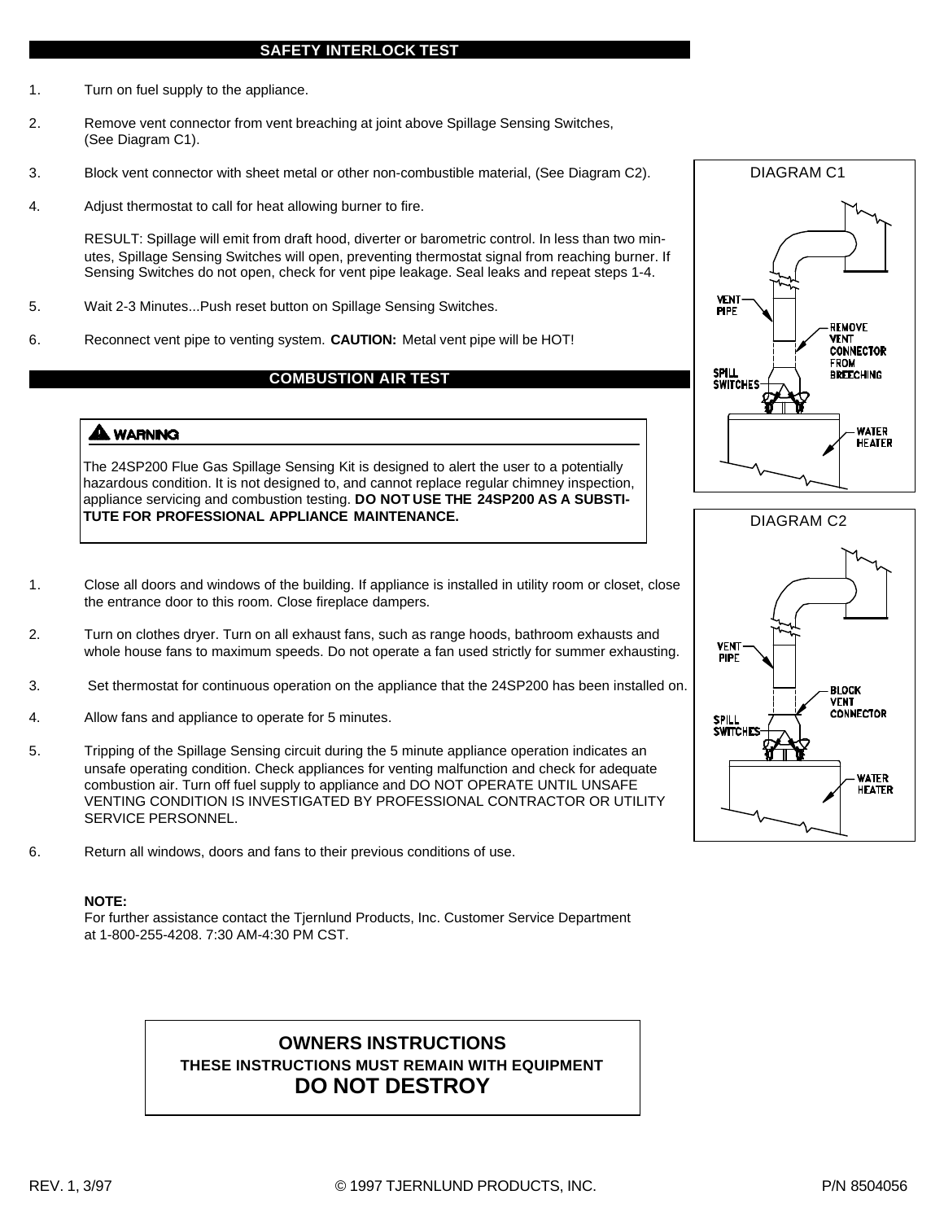## SAFETY INTERLOCK TEST

1. Turn on fuel supply to the appliance.

2. Remove vent connector from vent breaching at joint above Spillage Sensing Switches, (See Diagram C1).

3. Block vent connector with sheet metal or other non-combustible material, (See Diagram C2).

4. Adjust thermostat to call for heat allowing burner to fire.

   RESULT: Spillage will emit from draft hood, diverter or barometric control. In less than two minutes, Spillage Sensing Switches will open, preventing thermostat signal from reaching burner. If Sensing Switches do not open, check for vent pipe leakage. Seal leaks and repeat steps 1-4.

5. Wait 2-3 Minutes...Push reset button on Spillage Sensing Switches.

6. Reconnect vent pipe to venting system. **CAUTION:** Metal vent pipe will be HOT!

DIAGRAM C1

VENT PIPE
SPILL SWITCHES
REMOVE VENT CONNECTOR FROM BREECHING
WATER HEATER

DIAGRAM C2

VENT PIPE
SPILL SWITCHES
BLOCK VENT CONNECTOR
WATER HEATER

## COMBUSTION AIR TEST

> **⚠ WARNING**
>
> The 24SP200 Flue Gas Spillage Sensing Kit is designed to alert the user to a potentially hazardous condition. It is not designed to, and cannot replace regular chimney inspection, appliance servicing and combustion testing. **DO NOT USE THE 24SP200 AS A SUBSTITUTE FOR PROFESSIONAL APPLIANCE MAINTENANCE.**

1. Close all doors and windows of the building. If appliance is installed in utility room or closet, close the entrance door to this room. Close fireplace dampers.

2. Turn on clothes dryer. Turn on all exhaust fans, such as range hoods, bathroom exhausts and whole house fans to maximum speeds. Do not operate a fan used strictly for summer exhausting.

3. Set thermostat for continuous operation on the appliance that the 24SP200 has been installed on.

4. Allow fans and appliance to operate for 5 minutes.

5. Tripping of the Spillage Sensing circuit during the 5 minute appliance operation indicates an unsafe operating condition. Check appliances for venting malfunction and check for adequate combustion air. Turn off fuel supply to appliance and DO NOT OPERATE UNTIL UNSAFE VENTING CONDITION IS INVESTIGATED BY PROFESSIONAL CONTRACTOR OR UTILITY SERVICE PERSONNEL.

6. Return all windows, doors and fans to their previous conditions of use.

**NOTE:**
For further assistance contact the Tjernlund Products, Inc. Customer Service Department at 1-800-255-4208. 7:30 AM-4:30 PM CST.

**OWNERS INSTRUCTIONS**
**THESE INSTRUCTIONS MUST REMAIN WITH EQUIPMENT**
**DO NOT DESTROY**

REV. 1, 3/97 © 1997 TJERNLUND PRODUCTS, INC. P/N 8504056